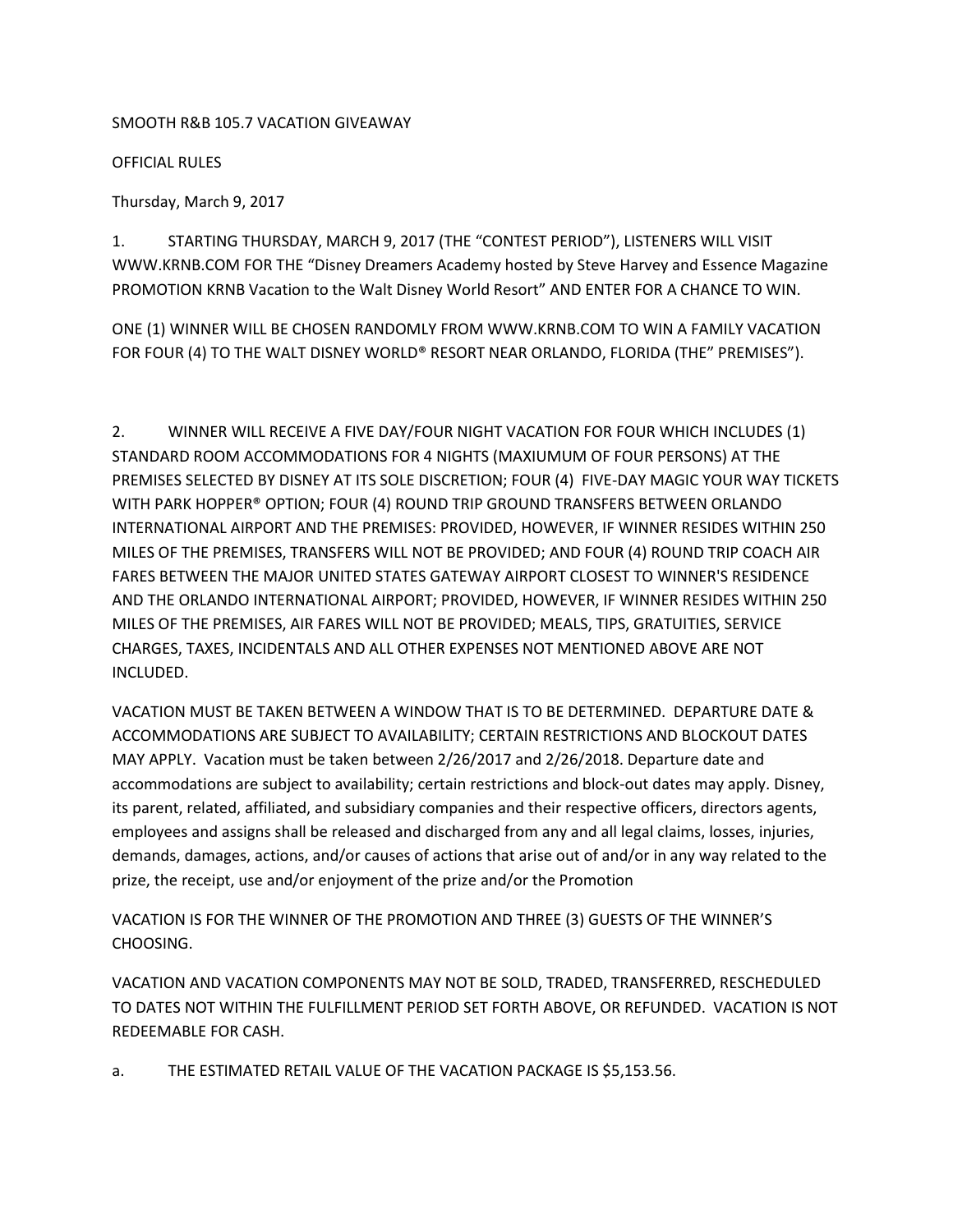SMOOTH R&B 105.7 VACATION GIVEAWAY

OFFICIAL RULES

Thursday, March 9, 2017

1. STARTING THURSDAY, MARCH 9, 2017 (THE "CONTEST PERIOD"), LISTENERS WILL VISIT WWW.KRNB.COM FOR THE "Disney Dreamers Academy hosted by Steve Harvey and Essence Magazine PROMOTION KRNB Vacation to the Walt Disney World Resort" AND ENTER FOR A CHANCE TO WIN.

ONE (1) WINNER WILL BE CHOSEN RANDOMLY FROM WWW.KRNB.COM TO WIN A FAMILY VACATION FOR FOUR (4) TO THE WALT DISNEY WORLD® RESORT NEAR ORLANDO, FLORIDA (THE" PREMISES").

2. WINNER WILL RECEIVE A FIVE DAY/FOUR NIGHT VACATION FOR FOUR WHICH INCLUDES (1) STANDARD ROOM ACCOMMODATIONS FOR 4 NIGHTS (MAXIUMUM OF FOUR PERSONS) AT THE PREMISES SELECTED BY DISNEY AT ITS SOLE DISCRETION; FOUR (4) FIVE-DAY MAGIC YOUR WAY TICKETS WITH PARK HOPPER® OPTION; FOUR (4) ROUND TRIP GROUND TRANSFERS BETWEEN ORLANDO INTERNATIONAL AIRPORT AND THE PREMISES: PROVIDED, HOWEVER, IF WINNER RESIDES WITHIN 250 MILES OF THE PREMISES, TRANSFERS WILL NOT BE PROVIDED; AND FOUR (4) ROUND TRIP COACH AIR FARES BETWEEN THE MAJOR UNITED STATES GATEWAY AIRPORT CLOSEST TO WINNER'S RESIDENCE AND THE ORLANDO INTERNATIONAL AIRPORT; PROVIDED, HOWEVER, IF WINNER RESIDES WITHIN 250 MILES OF THE PREMISES, AIR FARES WILL NOT BE PROVIDED; MEALS, TIPS, GRATUITIES, SERVICE CHARGES, TAXES, INCIDENTALS AND ALL OTHER EXPENSES NOT MENTIONED ABOVE ARE NOT INCLUDED.

VACATION MUST BE TAKEN BETWEEN A WINDOW THAT IS TO BE DETERMINED. DEPARTURE DATE & ACCOMMODATIONS ARE SUBJECT TO AVAILABILITY; CERTAIN RESTRICTIONS AND BLOCKOUT DATES MAY APPLY. Vacation must be taken between 2/26/2017 and 2/26/2018. Departure date and accommodations are subject to availability; certain restrictions and block-out dates may apply. Disney, its parent, related, affiliated, and subsidiary companies and their respective officers, directors agents, employees and assigns shall be released and discharged from any and all legal claims, losses, injuries, demands, damages, actions, and/or causes of actions that arise out of and/or in any way related to the prize, the receipt, use and/or enjoyment of the prize and/or the Promotion

VACATION IS FOR THE WINNER OF THE PROMOTION AND THREE (3) GUESTS OF THE WINNER'S CHOOSING.

VACATION AND VACATION COMPONENTS MAY NOT BE SOLD, TRADED, TRANSFERRED, RESCHEDULED TO DATES NOT WITHIN THE FULFILLMENT PERIOD SET FORTH ABOVE, OR REFUNDED. VACATION IS NOT REDEEMABLE FOR CASH.

a. THE ESTIMATED RETAIL VALUE OF THE VACATION PACKAGE IS $5,153.56.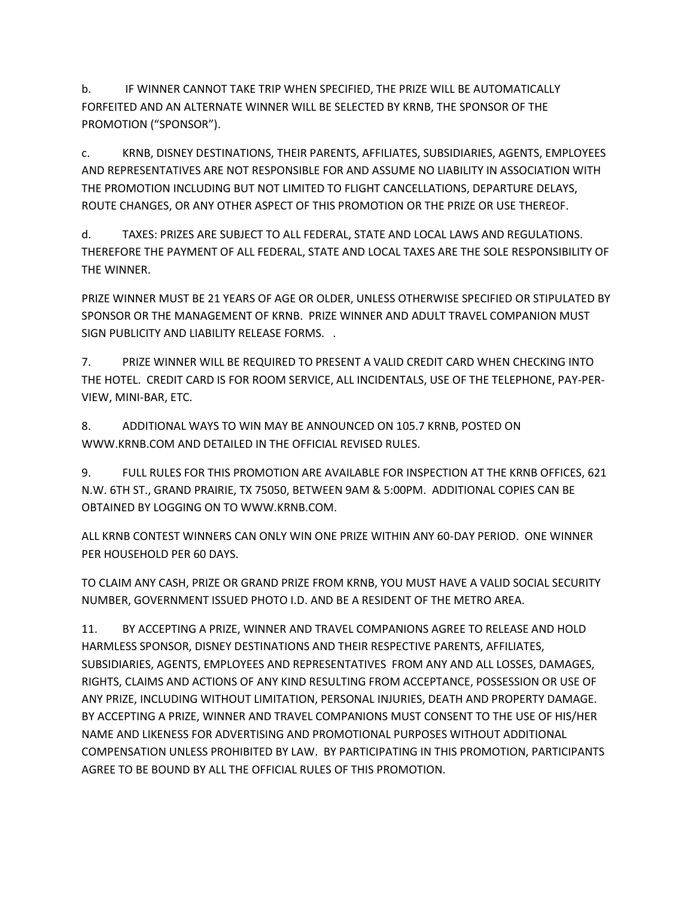b. IF WINNER CANNOT TAKE TRIP WHEN SPECIFIED, THE PRIZE WILL BE AUTOMATICALLY FORFEITED AND AN ALTERNATE WINNER WILL BE SELECTED BY KRNB, THE SPONSOR OF THE PROMOTION ("SPONSOR").

c. KRNB, DISNEY DESTINATIONS, THEIR PARENTS, AFFILIATES, SUBSIDIARIES, AGENTS, EMPLOYEES AND REPRESENTATIVES ARE NOT RESPONSIBLE FOR AND ASSUME NO LIABILITY IN ASSOCIATION WITH THE PROMOTION INCLUDING BUT NOT LIMITED TO FLIGHT CANCELLATIONS, DEPARTURE DELAYS, ROUTE CHANGES, OR ANY OTHER ASPECT OF THIS PROMOTION OR THE PRIZE OR USE THEREOF.

d. TAXES: PRIZES ARE SUBJECT TO ALL FEDERAL, STATE AND LOCAL LAWS AND REGULATIONS. THEREFORE THE PAYMENT OF ALL FEDERAL, STATE AND LOCAL TAXES ARE THE SOLE RESPONSIBILITY OF THE WINNER.

PRIZE WINNER MUST BE 21 YEARS OF AGE OR OLDER, UNLESS OTHERWISE SPECIFIED OR STIPULATED BY SPONSOR OR THE MANAGEMENT OF KRNB. PRIZE WINNER AND ADULT TRAVEL COMPANION MUST SIGN PUBLICITY AND LIABILITY RELEASE FORMS. .

7. PRIZE WINNER WILL BE REQUIRED TO PRESENT A VALID CREDIT CARD WHEN CHECKING INTO THE HOTEL. CREDIT CARD IS FOR ROOM SERVICE, ALL INCIDENTALS, USE OF THE TELEPHONE, PAY-PER-VIEW, MINI-BAR, ETC.

8. ADDITIONAL WAYS TO WIN MAY BE ANNOUNCED ON 105.7 KRNB, POSTED ON WWW.KRNB.COM AND DETAILED IN THE OFFICIAL REVISED RULES.

9. FULL RULES FOR THIS PROMOTION ARE AVAILABLE FOR INSPECTION AT THE KRNB OFFICES, 621 N.W. 6TH ST., GRAND PRAIRIE, TX 75050, BETWEEN 9AM & 5:00PM. ADDITIONAL COPIES CAN BE OBTAINED BY LOGGING ON TO WWW.KRNB.COM.

ALL KRNB CONTEST WINNERS CAN ONLY WIN ONE PRIZE WITHIN ANY 60-DAY PERIOD. ONE WINNER PER HOUSEHOLD PER 60 DAYS.

TO CLAIM ANY CASH, PRIZE OR GRAND PRIZE FROM KRNB, YOU MUST HAVE A VALID SOCIAL SECURITY NUMBER, GOVERNMENT ISSUED PHOTO I.D. AND BE A RESIDENT OF THE METRO AREA.

11. BY ACCEPTING A PRIZE, WINNER AND TRAVEL COMPANIONS AGREE TO RELEASE AND HOLD HARMLESS SPONSOR, DISNEY DESTINATIONS AND THEIR RESPECTIVE PARENTS, AFFILIATES, SUBSIDIARIES, AGENTS, EMPLOYEES AND REPRESENTATIVES FROM ANY AND ALL LOSSES, DAMAGES, RIGHTS, CLAIMS AND ACTIONS OF ANY KIND RESULTING FROM ACCEPTANCE, POSSESSION OR USE OF ANY PRIZE, INCLUDING WITHOUT LIMITATION, PERSONAL INJURIES, DEATH AND PROPERTY DAMAGE. BY ACCEPTING A PRIZE, WINNER AND TRAVEL COMPANIONS MUST CONSENT TO THE USE OF HIS/HER NAME AND LIKENESS FOR ADVERTISING AND PROMOTIONAL PURPOSES WITHOUT ADDITIONAL COMPENSATION UNLESS PROHIBITED BY LAW. BY PARTICIPATING IN THIS PROMOTION, PARTICIPANTS AGREE TO BE BOUND BY ALL THE OFFICIAL RULES OF THIS PROMOTION.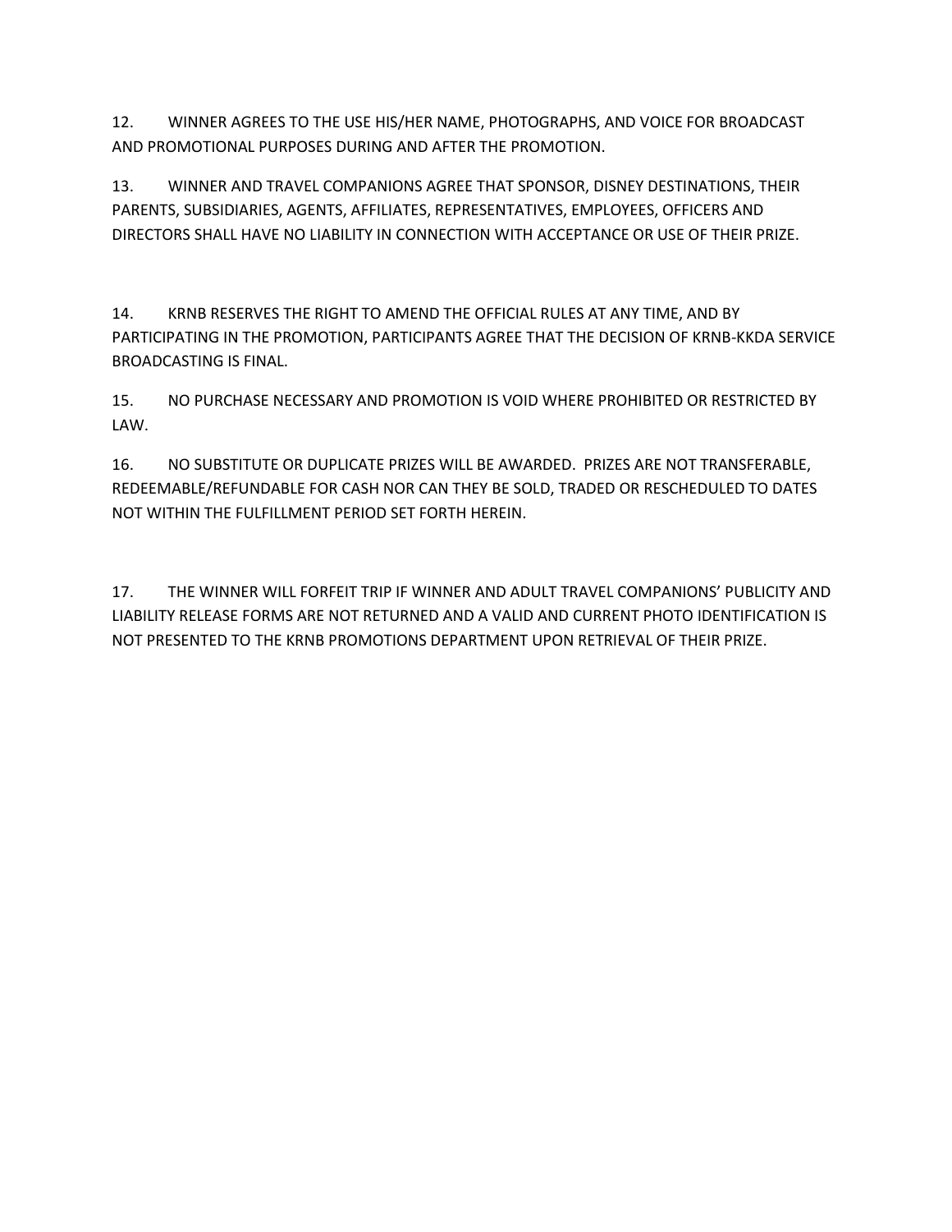12. WINNER AGREES TO THE USE HIS/HER NAME, PHOTOGRAPHS, AND VOICE FOR BROADCAST AND PROMOTIONAL PURPOSES DURING AND AFTER THE PROMOTION.

13. WINNER AND TRAVEL COMPANIONS AGREE THAT SPONSOR, DISNEY DESTINATIONS, THEIR PARENTS, SUBSIDIARIES, AGENTS, AFFILIATES, REPRESENTATIVES, EMPLOYEES, OFFICERS AND DIRECTORS SHALL HAVE NO LIABILITY IN CONNECTION WITH ACCEPTANCE OR USE OF THEIR PRIZE.

14. KRNB RESERVES THE RIGHT TO AMEND THE OFFICIAL RULES AT ANY TIME, AND BY PARTICIPATING IN THE PROMOTION, PARTICIPANTS AGREE THAT THE DECISION OF KRNB-KKDA SERVICE BROADCASTING IS FINAL.

15. NO PURCHASE NECESSARY AND PROMOTION IS VOID WHERE PROHIBITED OR RESTRICTED BY LAW.

16. NO SUBSTITUTE OR DUPLICATE PRIZES WILL BE AWARDED. PRIZES ARE NOT TRANSFERABLE, REDEEMABLE/REFUNDABLE FOR CASH NOR CAN THEY BE SOLD, TRADED OR RESCHEDULED TO DATES NOT WITHIN THE FULFILLMENT PERIOD SET FORTH HEREIN.

17. THE WINNER WILL FORFEIT TRIP IF WINNER AND ADULT TRAVEL COMPANIONS' PUBLICITY AND LIABILITY RELEASE FORMS ARE NOT RETURNED AND A VALID AND CURRENT PHOTO IDENTIFICATION IS NOT PRESENTED TO THE KRNB PROMOTIONS DEPARTMENT UPON RETRIEVAL OF THEIR PRIZE.